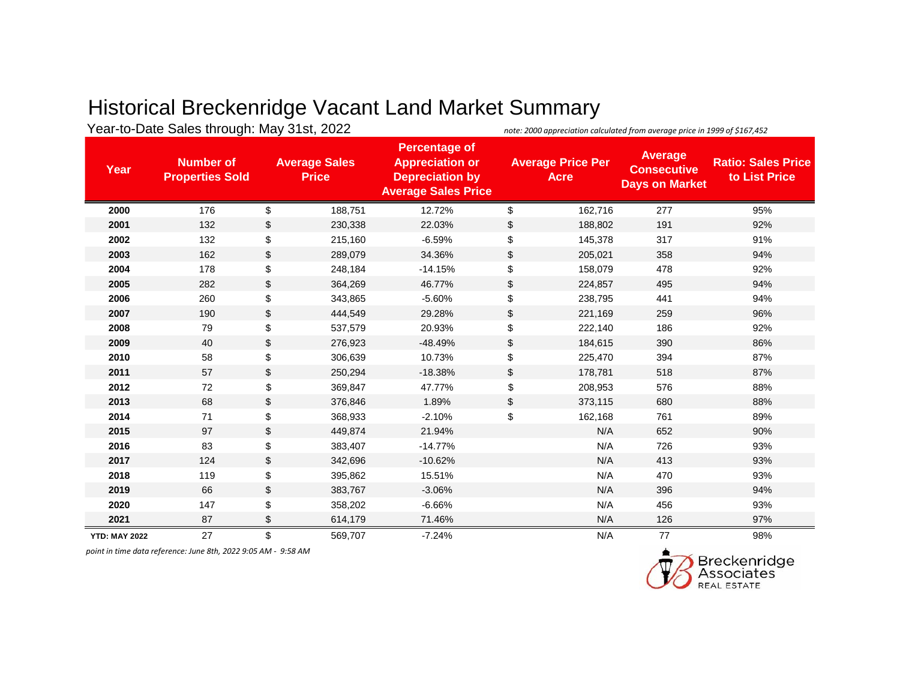# Historical Breckenridge Vacant Land Market Summary

Year-to-Date Sales through: May 31st, 2022

*note: 2000 appreciation calculated from average price in 1999 of $167,452*

| Year | Number of Properties Sold | Average Sales Price | Percentage of Appreciation or Depreciation by Average Sales Price | Average Price Per Acre | Average Consecutive Days on Market | Ratio: Sales Price to List Price |
|---|---|---|---|---|---|---|
| **2000** | 176 | $ 188,751 | 12.72% | $ 162,716 | 277 | 95% |
| **2001** | 132 | $ 230,338 | 22.03% | $ 188,802 | 191 | 92% |
| **2002** | 132 | $ 215,160 | -6.59% | $ 145,378 | 317 | 91% |
| **2003** | 162 | $ 289,079 | 34.36% | $ 205,021 | 358 | 94% |
| **2004** | 178 | $ 248,184 | -14.15% | $ 158,079 | 478 | 92% |
| **2005** | 282 | $ 364,269 | 46.77% | $ 224,857 | 495 | 94% |
| **2006** | 260 | $ 343,865 | -5.60% | $ 238,795 | 441 | 94% |
| **2007** | 190 | $ 444,549 | 29.28% | $ 221,169 | 259 | 96% |
| **2008** | 79 | $ 537,579 | 20.93% | $ 222,140 | 186 | 92% |
| **2009** | 40 | $ 276,923 | -48.49% | $ 184,615 | 390 | 86% |
| **2010** | 58 | $ 306,639 | 10.73% | $ 225,470 | 394 | 87% |
| **2011** | 57 | $ 250,294 | -18.38% | $ 178,781 | 518 | 87% |
| **2012** | 72 | $ 369,847 | 47.77% | $ 208,953 | 576 | 88% |
| **2013** | 68 | $ 376,846 | 1.89% | $ 373,115 | 680 | 88% |
| **2014** | 71 | $ 368,933 | -2.10% | $ 162,168 | 761 | 89% |
| **2015** | 97 | $ 449,874 | 21.94% | N/A | 652 | 90% |
| **2016** | 83 | $ 383,407 | -14.77% | N/A | 726 | 93% |
| **2017** | 124 | $ 342,696 | -10.62% | N/A | 413 | 93% |
| **2018** | 119 | $ 395,862 | 15.51% | N/A | 470 | 93% |
| **2019** | 66 | $ 383,767 | -3.06% | N/A | 396 | 94% |
| **2020** | 147 | $ 358,202 | -6.66% | N/A | 456 | 93% |
| **2021** | 87 | $ 614,179 | 71.46% | N/A | 126 | 97% |
| **YTD: MAY 2022** | 27 | $ 569,707 | -7.24% | N/A | 77 | 98% |

*point in time data reference: June 8th, 2022 9:05 AM - 9:58 AM*

Breckenridge Associates REAL ESTATE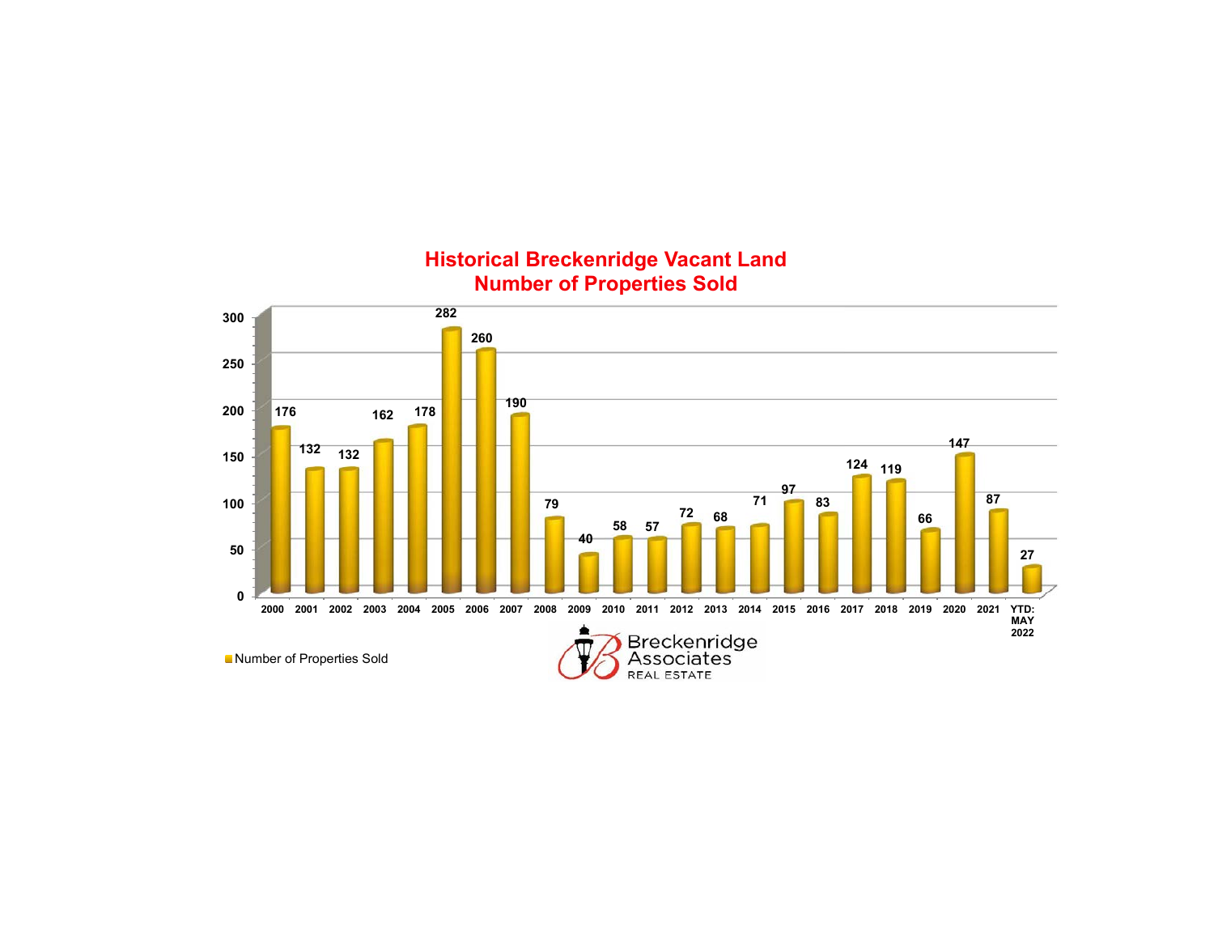# Historical Breckenridge Vacant Land Number of Properties Sold

| Year | Number of Properties Sold |
|---|---|
| 2000 | 176 |
| 2001 | 132 |
| 2002 | 132 |
| 2003 | 162 |
| 2004 | 178 |
| 2005 | 282 |
| 2006 | 260 |
| 2007 | 190 |
| 2008 | 79 |
| 2009 | 40 |
| 2010 | 58 |
| 2011 | 57 |
| 2012 | 72 |
| 2013 | 68 |
| 2014 | 71 |
| 2015 | 97 |
| 2016 | 83 |
| 2017 | 124 |
| 2018 | 119 |
| 2019 | 66 |
| 2020 | 147 |
| 2021 | 87 |
| YTD: MAY 2022 | 27 |

Number of Properties Sold

Breckenridge Associates REAL ESTATE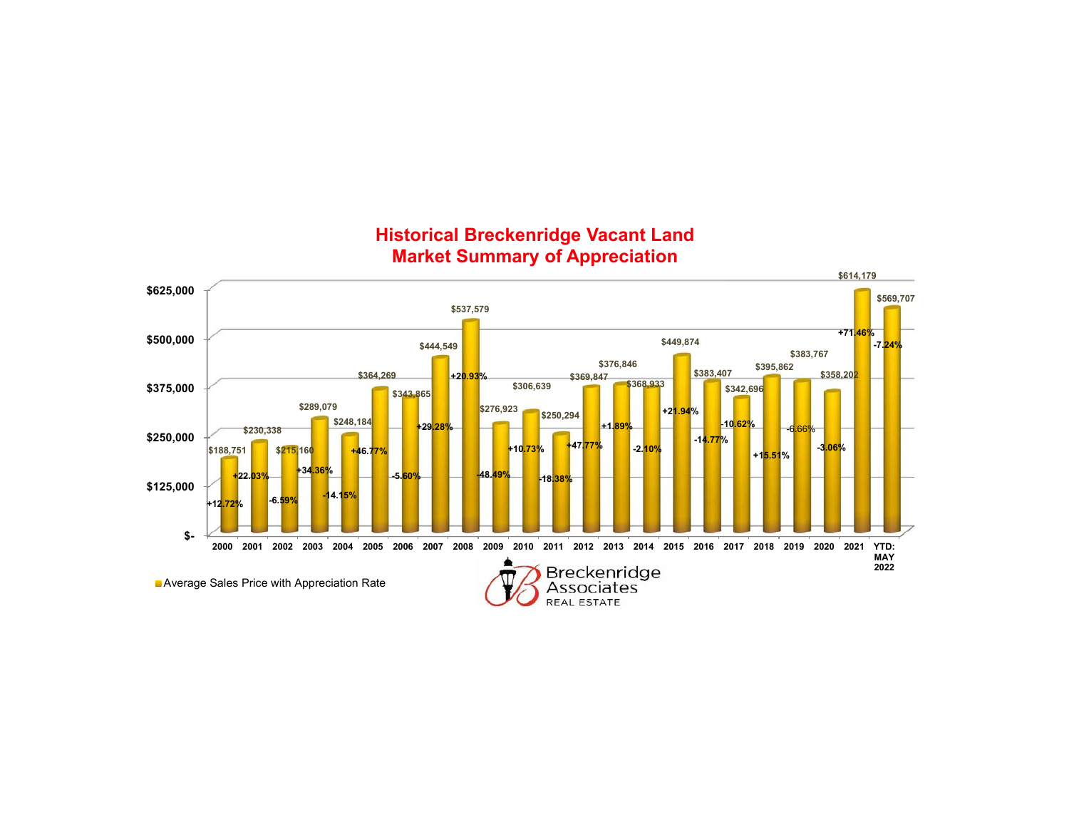# Historical Breckenridge Vacant Land Market Summary of Appreciation

| Year | Average Sales Price | Appreciation Rate |
|---|---|---|
| 2000 | $188,751 | +12.72% |
| 2001 | $230,338 | +22.03% |
| 2002 | $215,160 | -6.59% |
| 2003 | $289,079 | +34.36% |
| 2004 | $248,184 | -14.15% |
| 2005 | $364,269 | +46.77% |
| 2006 | $343,865 | -5.60% |
| 2007 | $444,549 | +29.28% |
| 2008 | $537,579 | +20.93% |
| 2009 | $276,923 | -48.49% |
| 2010 | $306,639 | +10.73% |
| 2011 | $250,294 | -18.38% |
| 2012 | $369,847 | +47.77% |
| 2013 | $376,846 | +1.89% |
| 2014 | $368,933 | -2.10% |
| 2015 | $449,874 | +21.94% |
| 2016 | $383,407 | -14.77% |
| 2017 | $342,696 | -10.62% |
| 2018 | $395,862 | +15.51% |
| 2019 | $383,767 | -6.66% |
| 2020 | $358,202 | -3.06% |
| 2021 | $614,179 | +71.46% |
| YTD: MAY 2022 | $569,707 | -7.24% |

Average Sales Price with Appreciation Rate

Breckenridge Associates REAL ESTATE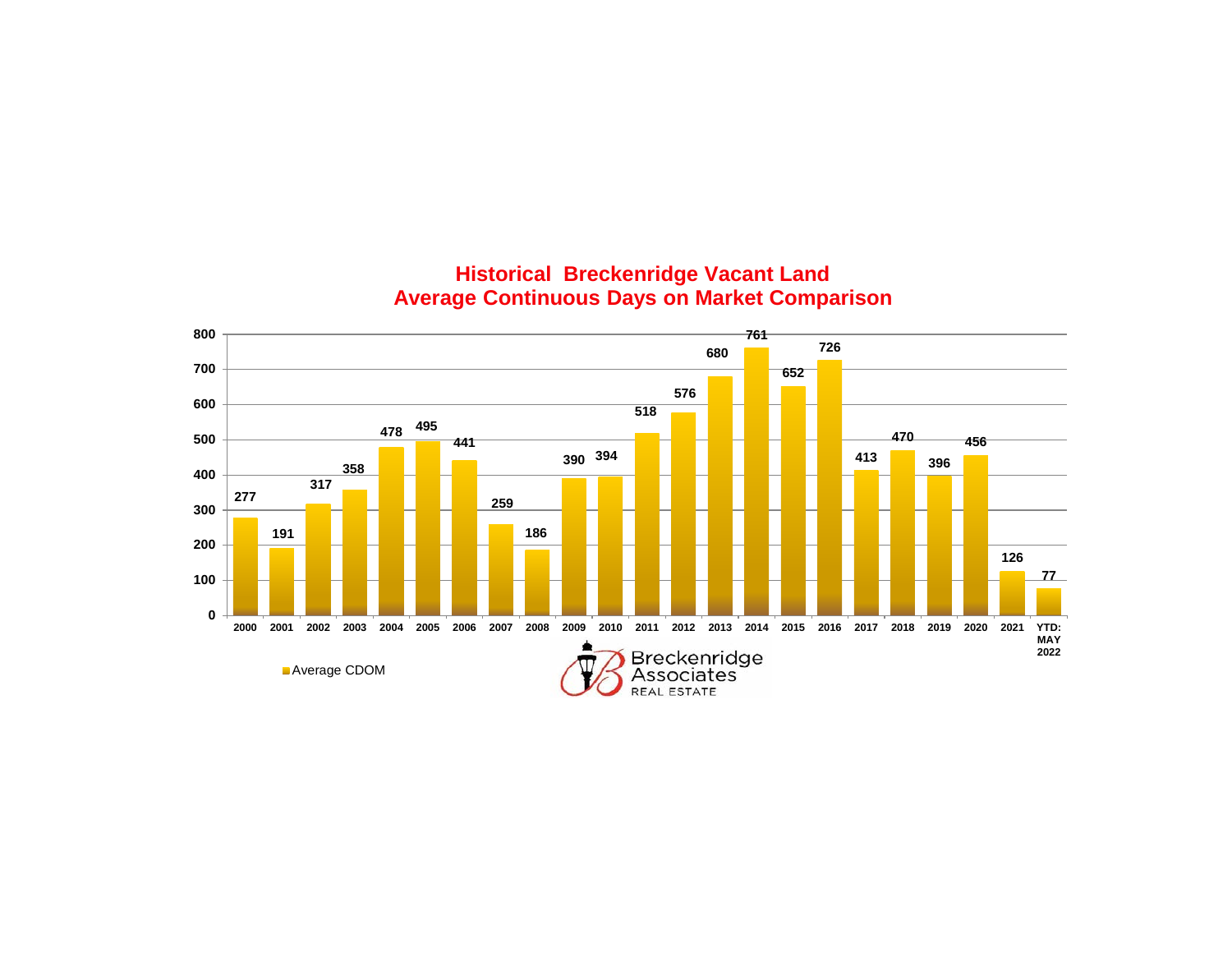## Historical Breckenridge Vacant Land
## Average Continuous Days on Market Comparison

| Year | Average CDOM |
|---|---|
| 2000 | 277 |
| 2001 | 191 |
| 2002 | 317 |
| 2003 | 358 |
| 2004 | 478 |
| 2005 | 495 |
| 2006 | 441 |
| 2007 | 259 |
| 2008 | 186 |
| 2009 | 390 |
| 2010 | 394 |
| 2011 | 518 |
| 2012 | 576 |
| 2013 | 680 |
| 2014 | 761 |
| 2015 | 652 |
| 2016 | 726 |
| 2017 | 413 |
| 2018 | 470 |
| 2019 | 396 |
| 2020 | 456 |
| 2021 | 126 |
| YTD: MAY 2022 | 77 |

Average CDOM

Breckenridge Associates REAL ESTATE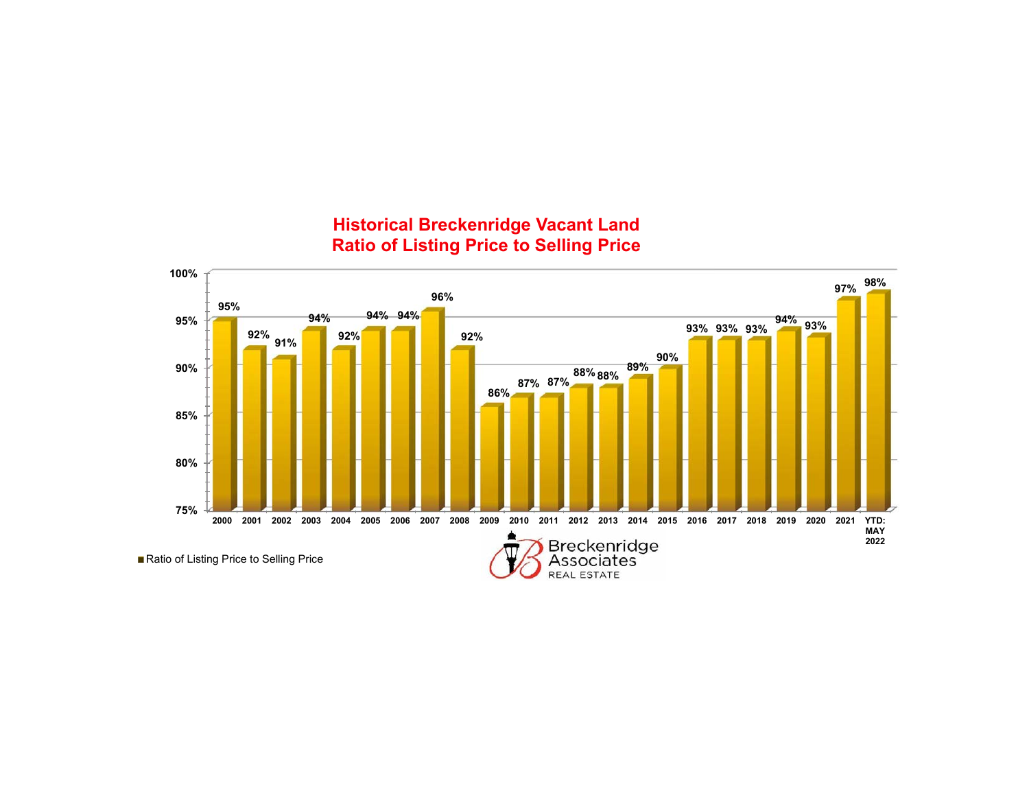# Historical Breckenridge Vacant Land Ratio of Listing Price to Selling Price

| Year | Ratio of Listing Price to Selling Price |
|---|---|
| 2000 | 95% |
| 2001 | 92% |
| 2002 | 91% |
| 2003 | 94% |
| 2004 | 92% |
| 2005 | 94% |
| 2006 | 94% |
| 2007 | 96% |
| 2008 | 92% |
| 2009 | 86% |
| 2010 | 87% |
| 2011 | 87% |
| 2012 | 88% |
| 2013 | 88% |
| 2014 | 89% |
| 2015 | 90% |
| 2016 | 93% |
| 2017 | 93% |
| 2018 | 93% |
| 2019 | 94% |
| 2020 | 93% |
| 2021 | 97% |
| YTD: MAY 2022 | 98% |

■ Ratio of Listing Price to Selling Price

Breckenridge Associates REAL ESTATE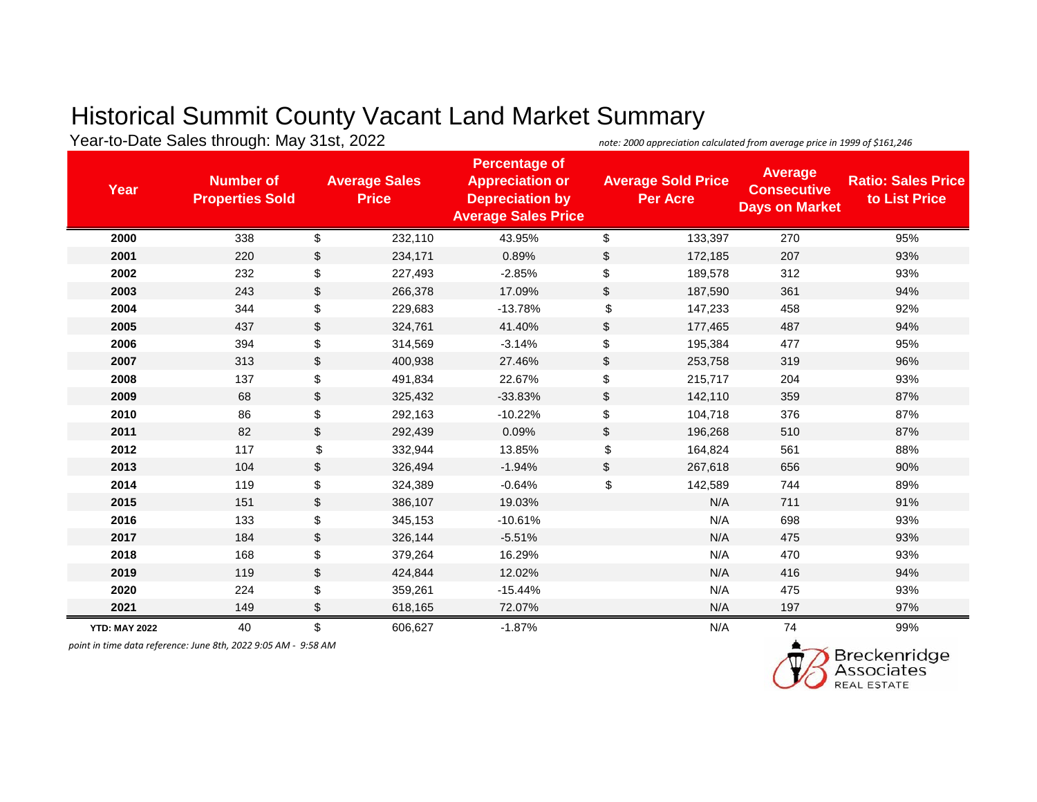# Historical Summit County Vacant Land Market Summary

Year-to-Date Sales through: May 31st, 2022

*note: 2000 appreciation calculated from average price in 1999 of $161,246*

| Year | Number of Properties Sold | Average Sales Price | Percentage of Appreciation or Depreciation by Average Sales Price | Average Sold Price Per Acre | Average Consecutive Days on Market | Ratio: Sales Price to List Price |
|---|---|---|---|---|---|---|
| **2000** | 338 | $ 232,110 | 43.95% | $ 133,397 | 270 | 95% |
| **2001** | 220 | $ 234,171 | 0.89% | $ 172,185 | 207 | 93% |
| **2002** | 232 | $ 227,493 | -2.85% | $ 189,578 | 312 | 93% |
| **2003** | 243 | $ 266,378 | 17.09% | $ 187,590 | 361 | 94% |
| **2004** | 344 | $ 229,683 | -13.78% | $ 147,233 | 458 | 92% |
| **2005** | 437 | $ 324,761 | 41.40% | $ 177,465 | 487 | 94% |
| **2006** | 394 | $ 314,569 | -3.14% | $ 195,384 | 477 | 95% |
| **2007** | 313 | $ 400,938 | 27.46% | $ 253,758 | 319 | 96% |
| **2008** | 137 | $ 491,834 | 22.67% | $ 215,717 | 204 | 93% |
| **2009** | 68 | $ 325,432 | -33.83% | $ 142,110 | 359 | 87% |
| **2010** | 86 | $ 292,163 | -10.22% | $ 104,718 | 376 | 87% |
| **2011** | 82 | $ 292,439 | 0.09% | $ 196,268 | 510 | 87% |
| **2012** | 117 | $ 332,944 | 13.85% | $ 164,824 | 561 | 88% |
| **2013** | 104 | $ 326,494 | -1.94% | $ 267,618 | 656 | 90% |
| **2014** | 119 | $ 324,389 | -0.64% | $ 142,589 | 744 | 89% |
| **2015** | 151 | $ 386,107 | 19.03% | N/A | 711 | 91% |
| **2016** | 133 | $ 345,153 | -10.61% | N/A | 698 | 93% |
| **2017** | 184 | $ 326,144 | -5.51% | N/A | 475 | 93% |
| **2018** | 168 | $ 379,264 | 16.29% | N/A | 470 | 93% |
| **2019** | 119 | $ 424,844 | 12.02% | N/A | 416 | 94% |
| **2020** | 224 | $ 359,261 | -15.44% | N/A | 475 | 93% |
| **2021** | 149 | $ 618,165 | 72.07% | N/A | 197 | 97% |
| **YTD: MAY 2022** | 40 | $ 606,627 | -1.87% | N/A | 74 | 99% |

*point in time data reference: June 8th, 2022 9:05 AM - 9:58 AM*

Breckenridge Associates REAL ESTATE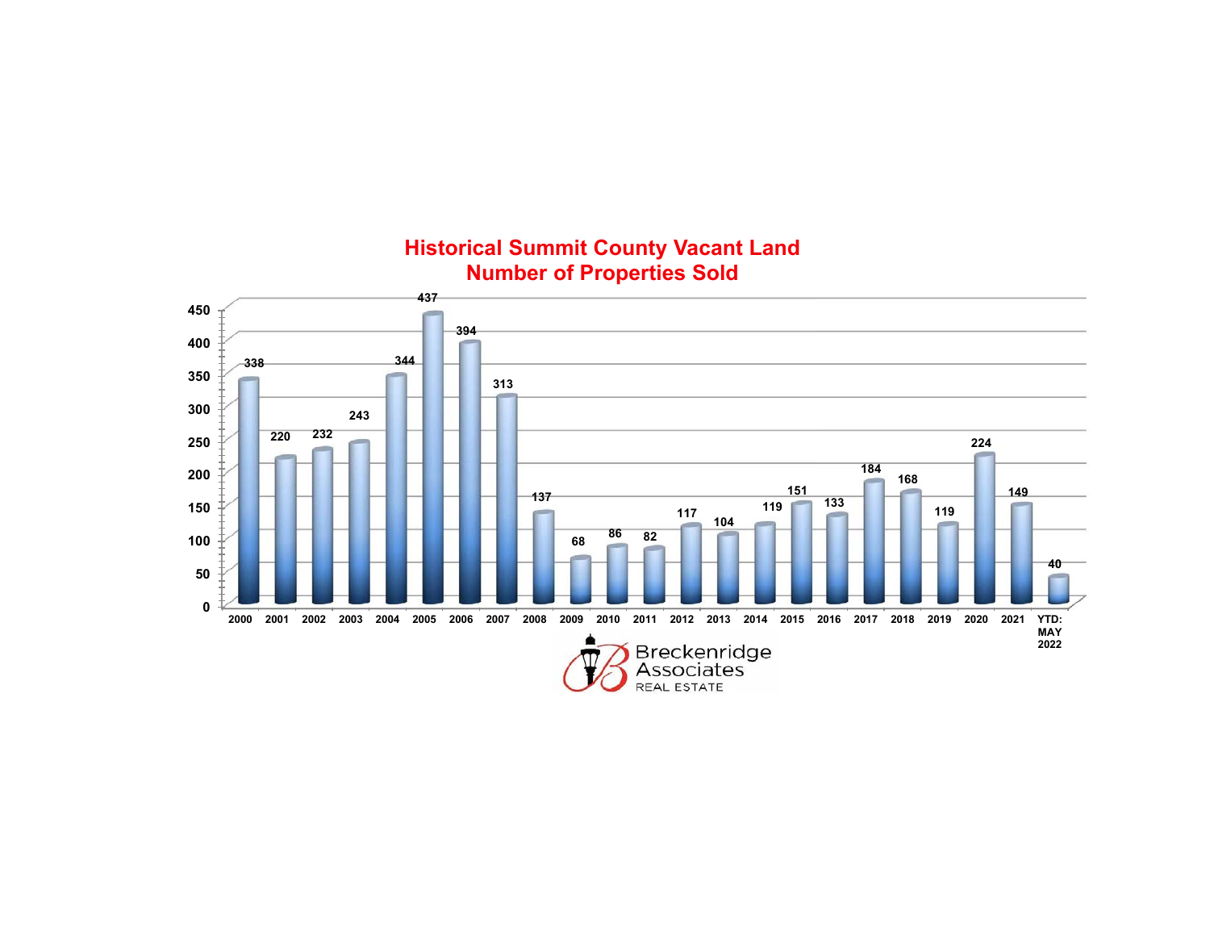# Historical Summit County Vacant Land
# Number of Properties Sold

| Year | Number of Properties Sold |
|---|---|
| 2000 | 338 |
| 2001 | 220 |
| 2002 | 232 |
| 2003 | 243 |
| 2004 | 344 |
| 2005 | 437 |
| 2006 | 394 |
| 2007 | 313 |
| 2008 | 137 |
| 2009 | 68 |
| 2010 | 86 |
| 2011 | 82 |
| 2012 | 117 |
| 2013 | 104 |
| 2014 | 119 |
| 2015 | 151 |
| 2016 | 133 |
| 2017 | 184 |
| 2018 | 168 |
| 2019 | 119 |
| 2020 | 224 |
| 2021 | 149 |
| YTD: MAY 2022 | 40 |

Breckenridge Associates REAL ESTATE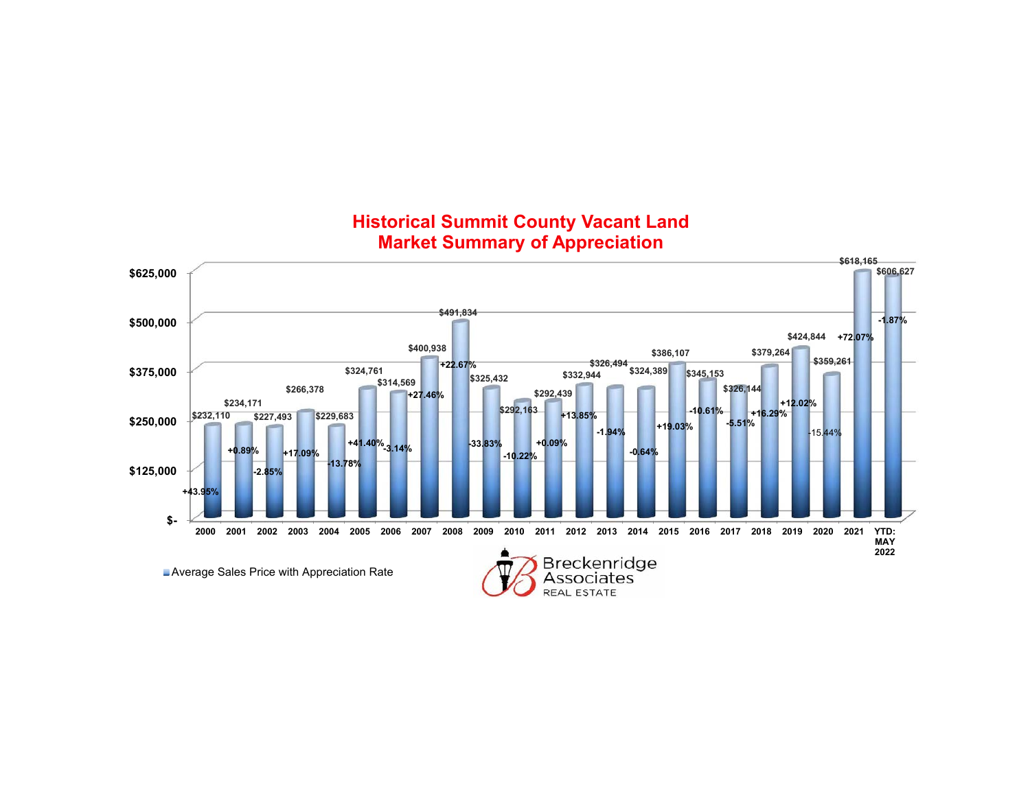# Historical Summit County Vacant Land Market Summary of Appreciation

| Year | Average Sales Price | Appreciation Rate |
|---|---|---|
| 2000 | $232,110 | +43.95% |
| 2001 | $234,171 | +0.89% |
| 2002 | $227,493 | -2.85% |
| 2003 | $266,378 | +17.09% |
| 2004 | $229,683 | -13.78% |
| 2005 | $324,761 | +41.40% |
| 2006 | $314,569 | -3.14% |
| 2007 | $400,938 | +27.46% |
| 2008 | $491,834 | +22.67% |
| 2009 | $325,432 | -33.83% |
| 2010 | $292,163 | -10.22% |
| 2011 | $292,439 | +0.09% |
| 2012 | $332,944 | +13.85% |
| 2013 | $326,494 | -1.94% |
| 2014 | $324,389 | -0.64% |
| 2015 | $386,107 | +19.03% |
| 2016 | $345,153 | -10.61% |
| 2017 | $326,144 | -5.51% |
| 2018 | $379,264 | +16.29% |
| 2019 | $424,844 | +12.02% |
| 2020 | $359,261 | -15.44% |
| 2021 | $618,165 | +72.07% |
| YTD: MAY 2022 | $606,627 | -1.87% |

Average Sales Price with Appreciation Rate

Breckenridge Associates REAL ESTATE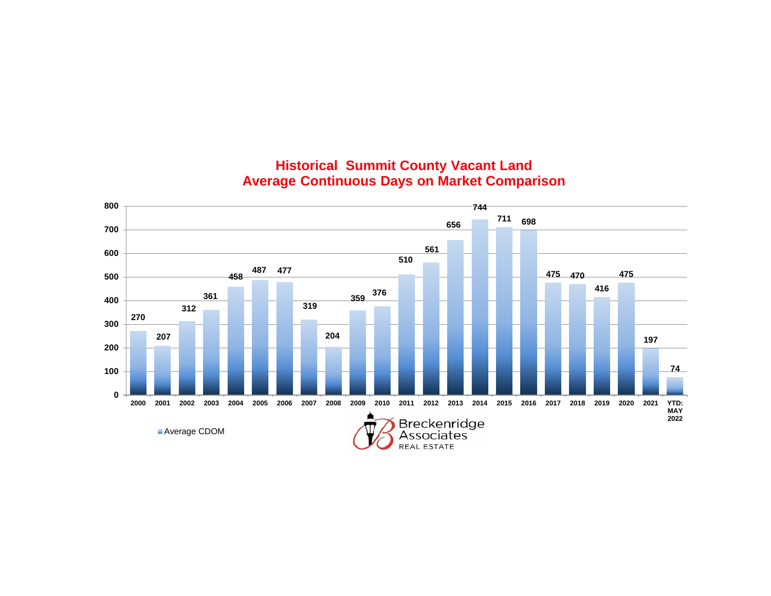## Historical Summit County Vacant Land
## Average Continuous Days on Market Comparison

| Year | Average CDOM |
|---|---|
| 2000 | 270 |
| 2001 | 207 |
| 2002 | 312 |
| 2003 | 361 |
| 2004 | 458 |
| 2005 | 487 |
| 2006 | 477 |
| 2007 | 319 |
| 2008 | 204 |
| 2009 | 359 |
| 2010 | 376 |
| 2011 | 510 |
| 2012 | 561 |
| 2013 | 656 |
| 2014 | 744 |
| 2015 | 711 |
| 2016 | 698 |
| 2017 | 475 |
| 2018 | 470 |
| 2019 | 416 |
| 2020 | 475 |
| 2021 | 197 |
| YTD: MAY 2022 | 74 |

Average CDOM

Breckenridge Associates REAL ESTATE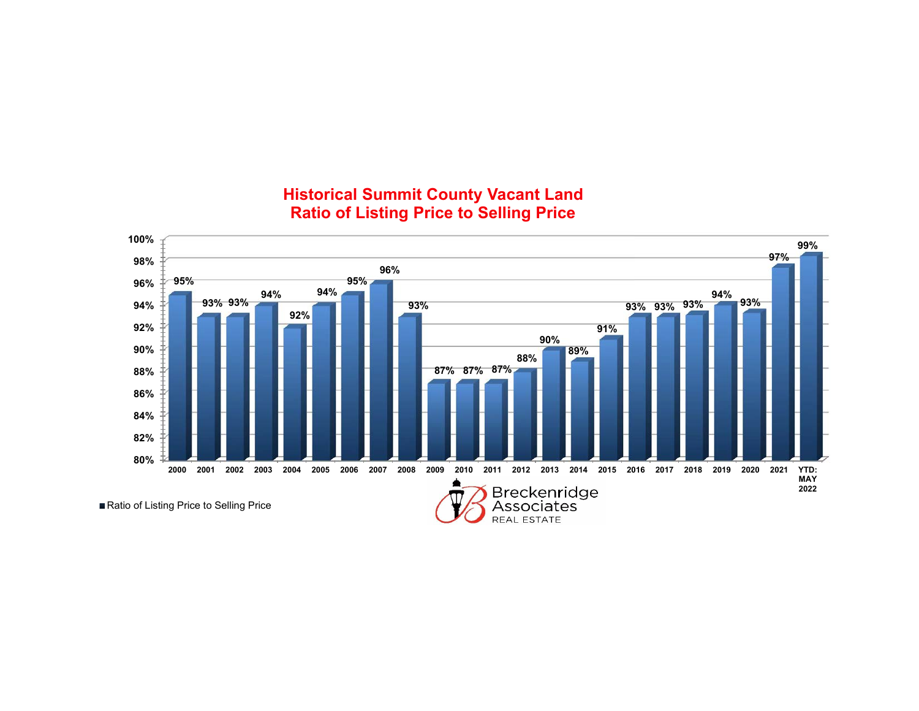**Historical Summit County Vacant Land**
**Ratio of Listing Price to Selling Price**

100%
98%
96%
94%
92%
90%
88%
86%
84%
82%
80%

95% 93% 93% 94% 92% 94% 95% 96% 93% 87% 87% 87% 88% 90% 89% 91% 93% 93% 93% 94% 93% 97% 99%

2000 2001 2002 2003 2004 2005 2006 2007 2008 2009 2010 2011 2012 2013 2014 2015 2016 2017 2018 2019 2020 2021 YTD: MAY 2022

■ Ratio of Listing Price to Selling Price

Breckenridge Associates REAL ESTATE